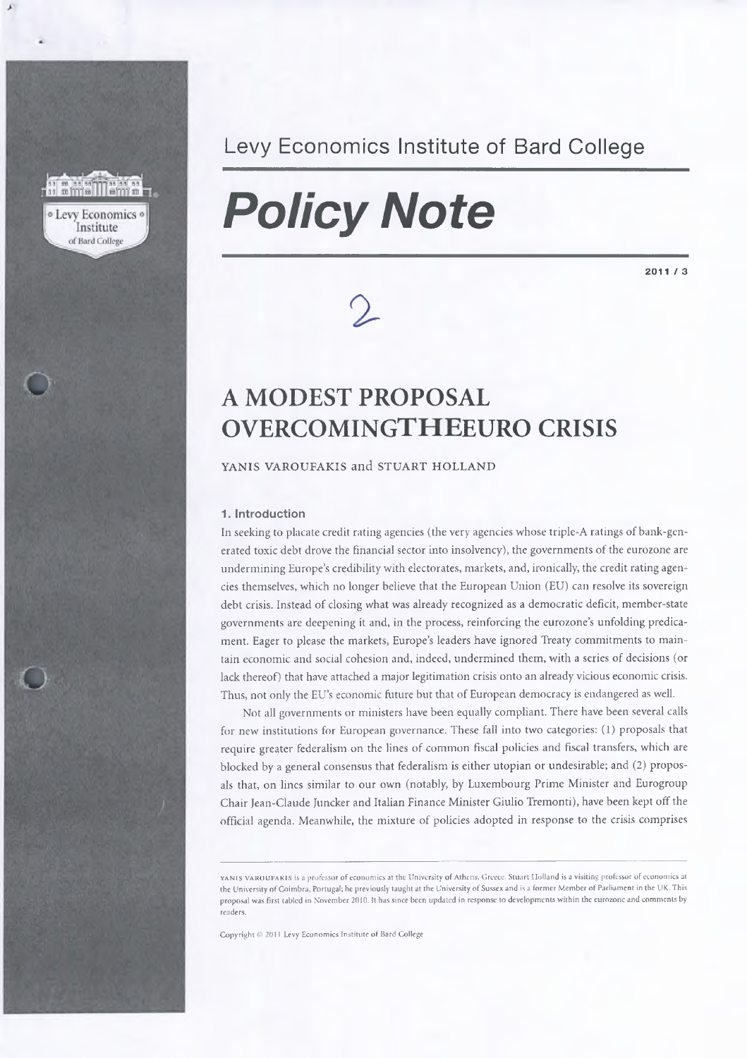Levy Economics Institute of Bard College

# *Policy Note*

2011 / 3

# A MODEST PROPOSAL OVERCOMINGTHEEURO CRISIS

YANIS VAROUFAKIS and STUART HOLLAND

### 1. Introduction

In seeking to placate credit rating agencies (the very agencies whose triple-A ratings of bank-generated toxic debt drove the financial sector into insolvency), the governments of the eurozone are undermining Europe's credibility with electorates, markets, and, ironically, the credit rating agencies themselves, which no longer believe that the European Union (EU) can resolve its sovereign debt crisis. Instead of closing what was already recognized as a democratic deficit, member-state governments are deepening it and, in the process, reinforcing the eurozone's unfolding predicament. Eager to please the markets, Europe's leaders have ignored Treaty commitments to maintain economic and social cohesion and, indeed, undermined them, with a series of decisions (or lack thereof) that have attached a major legitimation crisis onto an already vicious economic crisis. Thus, not only the EU's economic future but that of European democracy is endangered as well.

Not all governments or ministers have been equally compliant. There have been several calls for new institutions for European governance. These fall into two categories: (1) proposals that require greater federalism on the lines of common fiscal policies and fiscal transfers, which are blocked by a general consensus that federalism is either utopian or undesirable; and (2) proposals that, on lines similar to our own (notably, by Luxembourg Prime Minister and Eurogroup Chair Jean-Claude Juncker and Italian Finance Minister Giulio Tremonti), have been kept off the official agenda. Meanwhile, the mixture of policies adopted in response to the crisis comprises

YANIS VAROUFAKIS is a professor of economics at the University of Athens, Greece. Stuart Holland is a visiting professor of economics at the University of Coimbra, Portugal; he previously taught at the University of Sussex and is a former Member of Parliament in the UK. This proposal was first tabled in November 2010. It has since been updated in response to developments within the eurozone and comments by readers.

Copyright © 2011 Levy Economics Institute of Bard College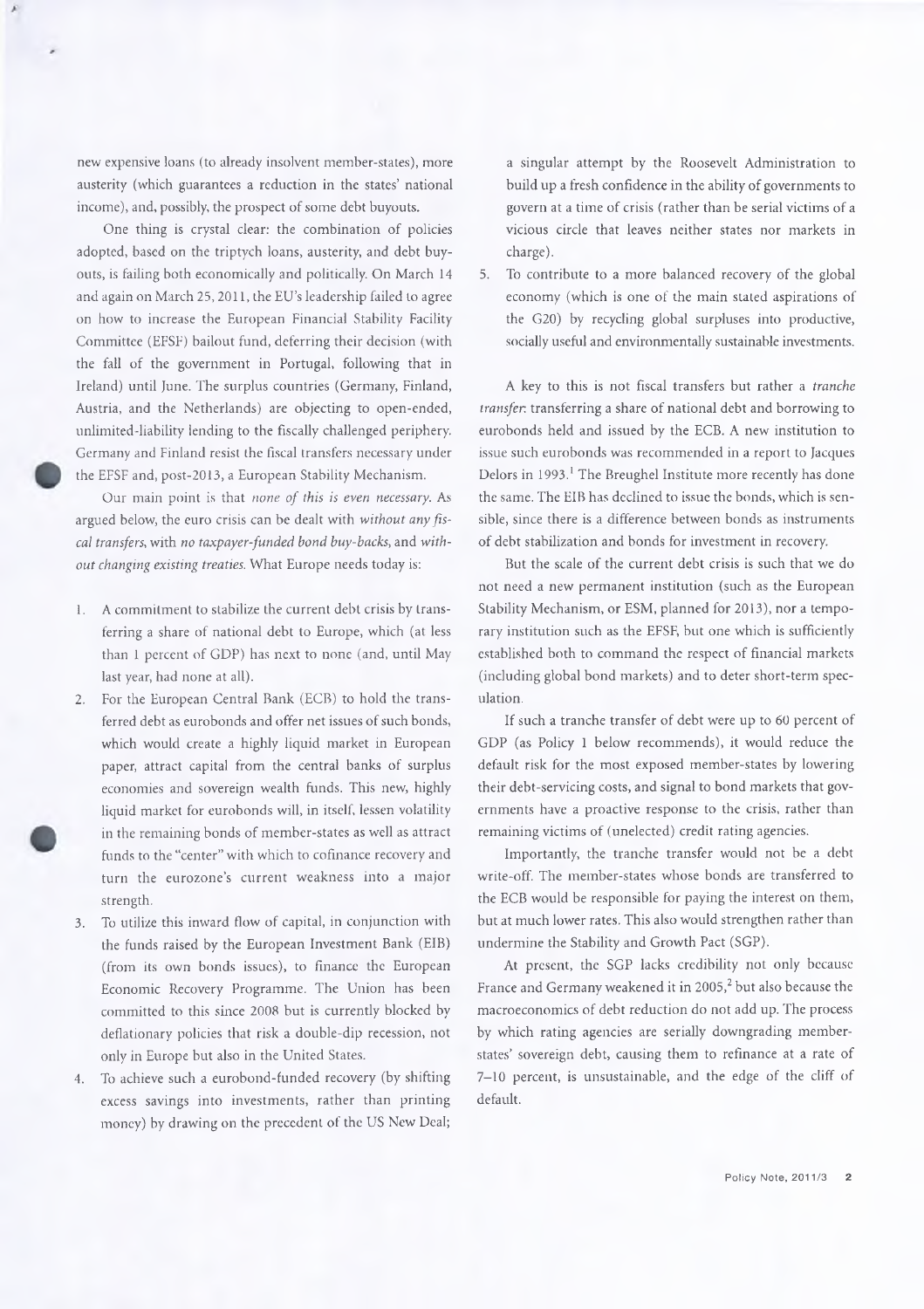new expensive loans (to already insolvent member-states), more austerity (which guarantees a reduction in the states' national income), and, possibly, the prospect of some debt buyouts.

One thing is crystal clear: the combination of policies adopted, based on the triptych loans, austerity, and debt buyouts, is failing both economically and politically. On March 14 and again on March 25, 2011, the EU's leadership failed to agree on how to increase the European Financial Stability Facility Committee (EFSF) bailout fund, deferring their decision (with the fall of the government in Portugal, following that in Ireland) until June. The surplus countries (Germany, Finland, Austria, and the Netherlands) are objecting to open-ended, unlimited-liability lending to the fiscally challenged periphery. Germany and Finland resist the fiscal transfers necessary under the EFSF and, post-2013, a European Stability Mechanism.

Our main point is that *none of this is even necessary*. As argued below, the euro crisis can be dealt with *without any fiscal transfers*, with *no taxpayer-funded bond buy-backs*, and *without changing existing treaties*. What Europe needs today is:

1. A commitment to stabilize the current debt crisis by transferring a share of national debt to Europe, which (at less than 1 percent of GDP) has next to none (and, until May last year, had none at all).
2. For the European Central Bank (ECB) to hold the transferred debt as eurobonds and offer net issues of such bonds, which would create a highly liquid market in European paper, attract capital from the central banks of surplus economies and sovereign wealth funds. This new, highly liquid market for eurobonds will, in itself, lessen volatility in the remaining bonds of member-states as well as attract funds to the "center" with which to cofinance recovery and turn the eurozone's current weakness into a major strength.
3. To utilize this inward flow of capital, in conjunction with the funds raised by the European Investment Bank (EIB) (from its own bonds issues), to finance the European Economic Recovery Programme. The Union has been committed to this since 2008 but is currently blocked by deflationary policies that risk a double-dip recession, not only in Europe but also in the United States.
4. To achieve such a eurobond-funded recovery (by shifting excess savings into investments, rather than printing money) by drawing on the precedent of the US New Deal; a singular attempt by the Roosevelt Administration to build up a fresh confidence in the ability of governments to govern at a time of crisis (rather than be serial victims of a vicious circle that leaves neither states nor markets in charge).
5. To contribute to a more balanced recovery of the global economy (which is one of the main stated aspirations of the G20) by recycling global surpluses into productive, socially useful and environmentally sustainable investments.

A key to this is not fiscal transfers but rather a *tranche transfer*: transferring a share of national debt and borrowing to eurobonds held and issued by the ECB. A new institution to issue such eurobonds was recommended in a report to Jacques Delors in 1993.[1] The Breughel Institute more recently has done the same. The EIB has declined to issue the bonds, which is sensible, since there is a difference between bonds as instruments of debt stabilization and bonds for investment in recovery.

But the scale of the current debt crisis is such that we do not need a new permanent institution (such as the European Stability Mechanism, or ESM, planned for 2013), nor a temporary institution such as the EFSF, but one which is sufficiently established both to command the respect of financial markets (including global bond markets) and to deter short-term speculation.

If such a tranche transfer of debt were up to 60 percent of GDP (as Policy 1 below recommends), it would reduce the default risk for the most exposed member-states by lowering their debt-servicing costs, and signal to bond markets that governments have a proactive response to the crisis, rather than remaining victims of (unelected) credit rating agencies.

Importantly, the tranche transfer would not be a debt write-off. The member-states whose bonds are transferred to the ECB would be responsible for paying the interest on them, but at much lower rates. This also would strengthen rather than undermine the Stability and Growth Pact (SGP).

At present, the SGP lacks credibility not only because France and Germany weakened it in 2005,[2] but also because the macroeconomics of debt reduction do not add up. The process by which rating agencies are serially downgrading member-states' sovereign debt, causing them to refinance at a rate of 7–10 percent, is unsustainable, and the edge of the cliff of default.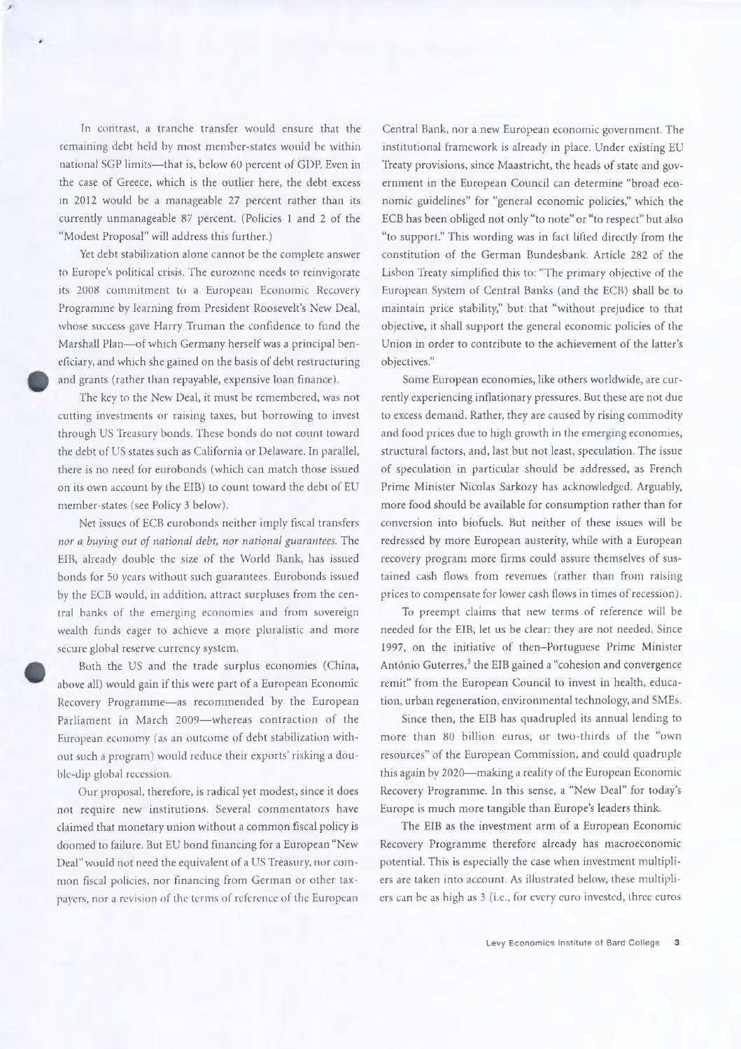In contrast, a tranche transfer would ensure that the remaining debt held by most member-states would be within national SGP limits—that is, below 60 percent of GDP. Even in the case of Greece, which is the outlier here, the debt excess in 2012 would be a manageable 27 percent rather than its currently unmanageable 87 percent. (Policies 1 and 2 of the "Modest Proposal" will address this further.)

Yet debt stabilization alone cannot be the complete answer to Europe's political crisis. The eurozone needs to reinvigorate its 2008 commitment to a European Economic Recovery Programme by learning from President Roosevelt's New Deal, whose success gave Harry Truman the confidence to fund the Marshall Plan—of which Germany herself was a principal beneficiary, and which she gained on the basis of debt restructuring and grants (rather than repayable, expensive loan finance).

The key to the New Deal, it must be remembered, was not cutting investments or raising taxes, but borrowing to invest through US Treasury bonds. These bonds do not count toward the debt of US states such as California or Delaware. In parallel, there is no need for eurobonds (which can match those issued on its own account by the EIB) to count toward the debt of EU member-states (see Policy 3 below).

Net issues of ECB eurobonds neither imply fiscal transfers *nor a buying out of national debt, nor national guarantees.* The EIB, already double the size of the World Bank, has issued bonds for 50 years without such guarantees. Eurobonds issued by the ECB would, in addition, attract surpluses from the central banks of the emerging economies and from sovereign wealth funds eager to achieve a more pluralistic and more secure global reserve currency system.

Both the US and the trade surplus economies (China, above all) would gain if this were part of a European Economic Recovery Programme—as recommended by the European Parliament in March 2009—whereas contraction of the European economy (as an outcome of debt stabilization without such a program) would reduce their exports' risking a double-dip global recession.

Our proposal, therefore, is radical yet modest, since it does not require new institutions. Several commentators have claimed that monetary union without a common fiscal policy is doomed to failure. But EU bond financing for a European "New Deal" would not need the equivalent of a US Treasury, nor common fiscal policies, nor financing from German or other taxpayers, nor a revision of the terms of reference of the European Central Bank, nor a new European economic government. The institutional framework is already in place. Under existing EU Treaty provisions, since Maastricht, the heads of state and government in the European Council can determine "broad economic guidelines" for "general economic policies," which the ECB has been obliged not only "to note" or "to respect" but also "to support." This wording was in fact lifted directly from the constitution of the German Bundesbank. Article 282 of the Lisbon Treaty simplified this to: "The primary objective of the European System of Central Banks (and the ECB) shall be to maintain price stability," but that "without prejudice to that objective, it shall support the general economic policies of the Union in order to contribute to the achievement of the latter's objectives."

Some European economies, like others worldwide, are currently experiencing inflationary pressures. But these are not due to excess demand. Rather, they are caused by rising commodity and food prices due to high growth in the emerging economies, structural factors, and, last but not least, speculation. The issue of speculation in particular should be addressed, as French Prime Minister Nicolas Sarkozy has acknowledged. Arguably, more food should be available for consumption rather than for conversion into biofuels. But neither of these issues will be redressed by more European austerity, while with a European recovery program more firms could assure themselves of sustained cash flows from revenues (rather than from raising prices to compensate for lower cash flows in times of recession).

To preempt claims that new terms of reference will be needed for the EIB, let us be clear: they are not needed. Since 1997, on the initiative of then–Portuguese Prime Minister António Guterres,[3] the EIB gained a "cohesion and convergence remit" from the European Council to invest in health, education, urban regeneration, environmental technology, and SMEs.

Since then, the EIB has quadrupled its annual lending to more than 80 billion euros, or two-thirds of the "own resources" of the European Commission, and could quadruple this again by 2020—making a reality of the European Economic Recovery Programme. In this sense, a "New Deal" for today's Europe is much more tangible than Europe's leaders think.

The EIB as the investment arm of a European Economic Recovery Programme therefore already has macroeconomic potential. This is especially the case when investment multipliers are taken into account. As illustrated below, these multipliers can be as high as 3 (i.e., for every euro invested, three euros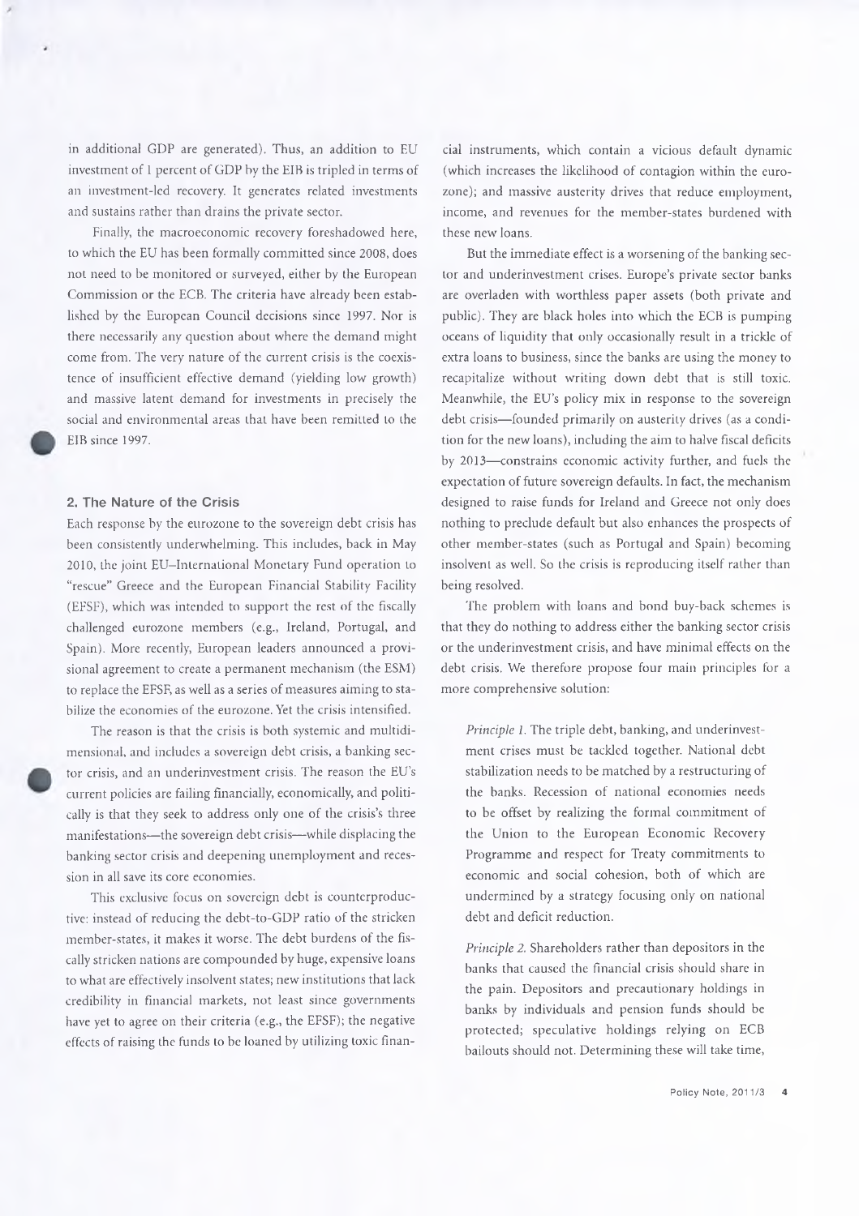in additional GDP are generated). Thus, an addition to EU investment of 1 percent of GDP by the EIB is tripled in terms of an investment-led recovery. It generates related investments and sustains rather than drains the private sector.

Finally, the macroeconomic recovery foreshadowed here, to which the EU has been formally committed since 2008, does not need to be monitored or surveyed, either by the European Commission or the ECB. The criteria have already been established by the European Council decisions since 1997. Nor is there necessarily any question about where the demand might come from. The very nature of the current crisis is the coexistence of insufficient effective demand (yielding low growth) and massive latent demand for investments in precisely the social and environmental areas that have been remitted to the EIB since 1997.

## 2. The Nature of the Crisis

Each response by the eurozone to the sovereign debt crisis has been consistently underwhelming. This includes, back in May 2010, the joint EU–International Monetary Fund operation to "rescue" Greece and the European Financial Stability Facility (EFSF), which was intended to support the rest of the fiscally challenged eurozone members (e.g., Ireland, Portugal, and Spain). More recently, European leaders announced a provisional agreement to create a permanent mechanism (the ESM) to replace the EFSF, as well as a series of measures aiming to stabilize the economies of the eurozone. Yet the crisis intensified.

The reason is that the crisis is both systemic and multidimensional, and includes a sovereign debt crisis, a banking sector crisis, and an underinvestment crisis. The reason the EU's current policies are failing financially, economically, and politically is that they seek to address only one of the crisis's three manifestations—the sovereign debt crisis—while displacing the banking sector crisis and deepening unemployment and recession in all save its core economies.

This exclusive focus on sovereign debt is counterproductive: instead of reducing the debt-to-GDP ratio of the stricken member-states, it makes it worse. The debt burdens of the fiscally stricken nations are compounded by huge, expensive loans to what are effectively insolvent states; new institutions that lack credibility in financial markets, not least since governments have yet to agree on their criteria (e.g., the EFSF); the negative effects of raising the funds to be loaned by utilizing toxic financial instruments, which contain a vicious default dynamic (which increases the likelihood of contagion within the eurozone); and massive austerity drives that reduce employment, income, and revenues for the member-states burdened with these new loans.

But the immediate effect is a worsening of the banking sector and underinvestment crises. Europe's private sector banks are overladen with worthless paper assets (both private and public). They are black holes into which the ECB is pumping oceans of liquidity that only occasionally result in a trickle of extra loans to business, since the banks are using the money to recapitalize without writing down debt that is still toxic. Meanwhile, the EU's policy mix in response to the sovereign debt crisis—founded primarily on austerity drives (as a condition for the new loans), including the aim to halve fiscal deficits by 2013—constrains economic activity further, and fuels the expectation of future sovereign defaults. In fact, the mechanism designed to raise funds for Ireland and Greece not only does nothing to preclude default but also enhances the prospects of other member-states (such as Portugal and Spain) becoming insolvent as well. So the crisis is reproducing itself rather than being resolved.

The problem with loans and bond buy-back schemes is that they do nothing to address either the banking sector crisis or the underinvestment crisis, and have minimal effects on the debt crisis. We therefore propose four main principles for a more comprehensive solution:

> *Principle 1.* The triple debt, banking, and underinvestment crises must be tackled together. National debt stabilization needs to be matched by a restructuring of the banks. Recession of national economies needs to be offset by realizing the formal commitment of the Union to the European Economic Recovery Programme and respect for Treaty commitments to economic and social cohesion, both of which are undermined by a strategy focusing only on national debt and deficit reduction.
>
> *Principle 2.* Shareholders rather than depositors in the banks that caused the financial crisis should share in the pain. Depositors and precautionary holdings in banks by individuals and pension funds should be protected; speculative holdings relying on ECB bailouts should not. Determining these will take time,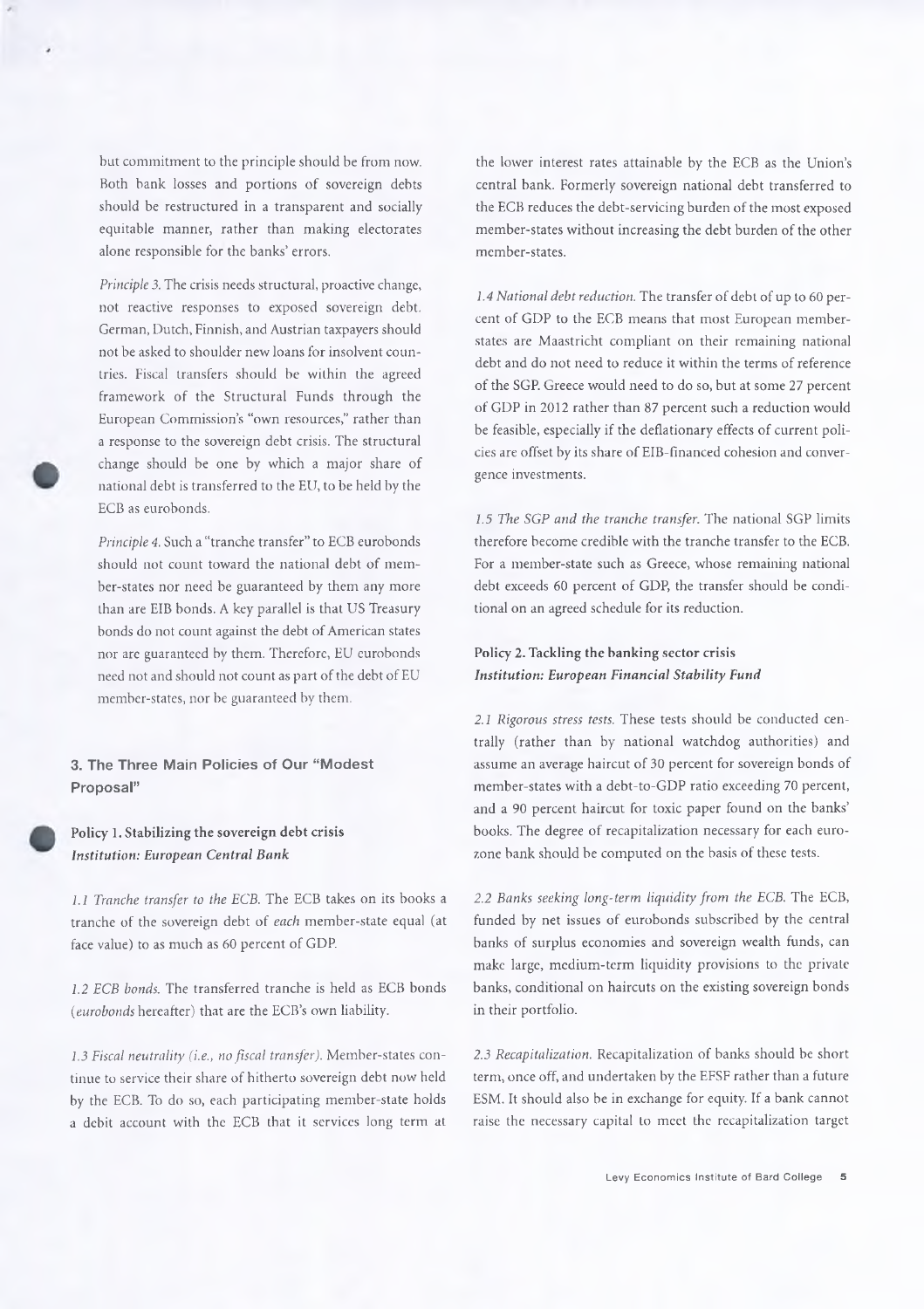but commitment to the principle should be from now. Both bank losses and portions of sovereign debts should be restructured in a transparent and socially equitable manner, rather than making electorates alone responsible for the banks' errors.

*Principle 3.* The crisis needs structural, proactive change, not reactive responses to exposed sovereign debt. German, Dutch, Finnish, and Austrian taxpayers should not be asked to shoulder new loans for insolvent countries. Fiscal transfers should be within the agreed framework of the Structural Funds through the European Commission's "own resources," rather than a response to the sovereign debt crisis. The structural change should be one by which a major share of national debt is transferred to the EU, to be held by the ECB as eurobonds.

*Principle 4.* Such a "tranche transfer" to ECB eurobonds should not count toward the national debt of member-states nor need be guaranteed by them any more than are EIB bonds. A key parallel is that US Treasury bonds do not count against the debt of American states nor are guaranteed by them. Therefore, EU eurobonds need not and should not count as part of the debt of EU member-states, nor be guaranteed by them.

## 3. The Three Main Policies of Our "Modest Proposal"

**Policy 1. Stabilizing the sovereign debt crisis**
***Institution: European Central Bank***

*1.1 Tranche transfer to the ECB.* The ECB takes on its books a tranche of the sovereign debt of *each* member-state equal (at face value) to as much as 60 percent of GDP.

*1.2 ECB bonds.* The transferred tranche is held as ECB bonds (*eurobonds* hereafter) that are the ECB's own liability.

*1.3 Fiscal neutrality (i.e., no fiscal transfer).* Member-states continue to service their share of hitherto sovereign debt now held by the ECB. To do so, each participating member-state holds a debit account with the ECB that it services long term at the lower interest rates attainable by the ECB as the Union's central bank. Formerly sovereign national debt transferred to the ECB reduces the debt-servicing burden of the most exposed member-states without increasing the debt burden of the other member-states.

*1.4 National debt reduction.* The transfer of debt of up to 60 percent of GDP to the ECB means that most European member-states are Maastricht compliant on their remaining national debt and do not need to reduce it within the terms of reference of the SGP. Greece would need to do so, but at some 27 percent of GDP in 2012 rather than 87 percent such a reduction would be feasible, especially if the deflationary effects of current policies are offset by its share of EIB-financed cohesion and convergence investments.

*1.5 The SGP and the tranche transfer.* The national SGP limits therefore become credible with the tranche transfer to the ECB. For a member-state such as Greece, whose remaining national debt exceeds 60 percent of GDP, the transfer should be conditional on an agreed schedule for its reduction.

**Policy 2. Tackling the banking sector crisis**
***Institution: European Financial Stability Fund***

*2.1 Rigorous stress tests.* These tests should be conducted centrally (rather than by national watchdog authorities) and assume an average haircut of 30 percent for sovereign bonds of member-states with a debt-to-GDP ratio exceeding 70 percent, and a 90 percent haircut for toxic paper found on the banks' books. The degree of recapitalization necessary for each eurozone bank should be computed on the basis of these tests.

*2.2 Banks seeking long-term liquidity from the ECB.* The ECB, funded by net issues of eurobonds subscribed by the central banks of surplus economies and sovereign wealth funds, can make large, medium-term liquidity provisions to the private banks, conditional on haircuts on the existing sovereign bonds in their portfolio.

*2.3 Recapitalization.* Recapitalization of banks should be short term, once off, and undertaken by the EFSF rather than a future ESM. It should also be in exchange for equity. If a bank cannot raise the necessary capital to meet the recapitalization target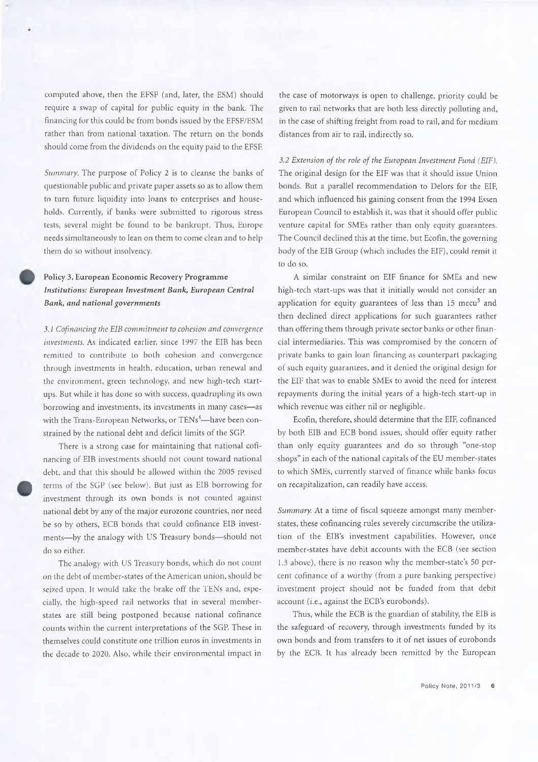computed above, then the EFSF (and, later, the ESM) should require a swap of capital for public equity in the bank. The financing for this could be from bonds issued by the EFSF/ESM rather than from national taxation. The return on the bonds should come from the dividends on the equity paid to the EFSF.

*Summary.* The purpose of Policy 2 is to cleanse the banks of questionable public and private paper assets so as to allow them to turn future liquidity into loans to enterprises and households. Currently, if banks were submitted to rigorous stress tests, several might be found to be bankrupt. Thus, Europe needs simultaneously to lean on them to come clean and to help them do so without insolvency.

## Policy 3. European Economic Recovery Programme

***Institutions: European Investment Bank, European Central Bank, and national governments***

*3.1 Cofinancing the EIB commitment to cohesion and convergence investments.* As indicated earlier, since 1997 the EIB has been remitted to contribute to both cohesion and convergence through investments in health, education, urban renewal and the environment, green technology, and new high-tech start-ups. But while it has done so with success, quadrupling its own borrowing and investments, its investments in many cases—as with the Trans-European Networks, or TENs[4]—have been constrained by the national debt and deficit limits of the SGP.

There is a strong case for maintaining that national cofinancing of EIB investments should not count toward national debt, and that this should be allowed within the 2005 revised terms of the SGP (see below). But just as EIB borrowing for investment through its own bonds is not counted against national debt by any of the major eurozone countries, nor need be so by others, ECB bonds that could cofinance EIB investments—by the analogy with US Treasury bonds—should not do so either.

The analogy with US Treasury bonds, which do not count on the debt of member-states of the American union, should be seized upon. It would take the brake off the TENs and, especially, the high-speed rail networks that in several member-states are still being postponed because national cofinance counts within the current interpretations of the SGP. These in themselves could constitute one trillion euros in investments in the decade to 2020. Also, while their environmental impact in the case of motorways is open to challenge, priority could be given to rail networks that are both less directly polluting and, in the case of shifting freight from road to rail, and for medium distances from air to rail, indirectly so.

*3.2 Extension of the role of the European Investment Fund (EIF).* The original design for the EIF was that it should issue Union bonds. But a parallel recommendation to Delors for the EIF, and which influenced his gaining consent from the 1994 Essen European Council to establish it, was that it should offer public venture capital for SMEs rather than only equity guarantees. The Council declined this at the time, but Ecofin, the governing body of the EIB Group (which includes the EIF), could remit it to do so.

A similar constraint on EIF finance for SMEs and new high-tech start-ups was that it initially would not consider an application for equity guarantees of less than 15 mecu[5] and then declined direct applications for such guarantees rather than offering them through private sector banks or other financial intermediaries. This was compromised by the concern of private banks to gain loan financing as counterpart packaging of such equity guarantees, and it denied the original design for the EIF that was to enable SMEs to avoid the need for interest repayments during the initial years of a high-tech start-up in which revenue was either nil or negligible.

Ecofin, therefore, should determine that the EIF, cofinanced by both EIB and ECB bond issues, should offer equity rather than only equity guarantees and do so through "one-stop shops" in each of the national capitals of the EU member-states to which SMEs, currently starved of finance while banks focus on recapitalization, can readily have access.

*Summary.* At a time of fiscal squeeze amongst many member-states, these cofinancing rules severely circumscribe the utilization of the EIB's investment capabilities. However, once member-states have debit accounts with the ECB (see section 1.3 above), there is no reason why the member-state's 50 percent cofinance of a worthy (from a pure banking perspective) investment project should not be funded from that debit account (i.e., against the ECB's eurobonds).

Thus, while the ECB is the guardian of stability, the EIB is the safeguard of recovery, through investments funded by its own bonds and from transfers to it of net issues of eurobonds by the ECB. It has already been remitted by the European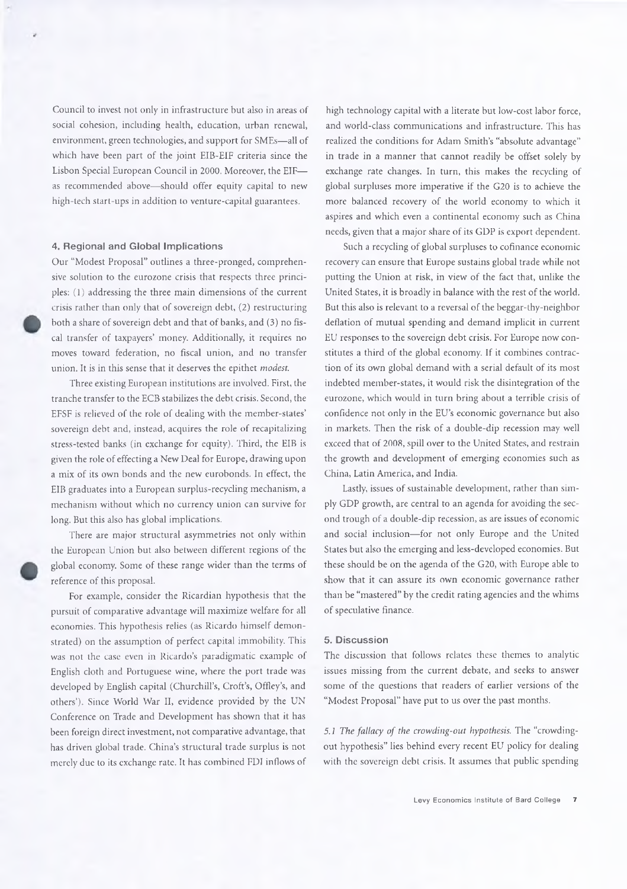Council to invest not only in infrastructure but also in areas of social cohesion, including health, education, urban renewal, environment, green technologies, and support for SMEs—all of which have been part of the joint EIB-EIF criteria since the Lisbon Special European Council in 2000. Moreover, the EIF—as recommended above—should offer equity capital to new high-tech start-ups in addition to venture-capital guarantees.

### 4. Regional and Global Implications

Our "Modest Proposal" outlines a three-pronged, comprehensive solution to the eurozone crisis that respects three principles: (1) addressing the three main dimensions of the current crisis rather than only that of sovereign debt, (2) restructuring both a share of sovereign debt and that of banks, and (3) no fiscal transfer of taxpayers' money. Additionally, it requires no moves toward federation, no fiscal union, and no transfer union. It is in this sense that it deserves the epithet *modest*.

Three existing European institutions are involved. First, the tranche transfer to the ECB stabilizes the debt crisis. Second, the EFSF is relieved of the role of dealing with the member-states' sovereign debt and, instead, acquires the role of recapitalizing stress-tested banks (in exchange for equity). Third, the EIB is given the role of effecting a New Deal for Europe, drawing upon a mix of its own bonds and the new eurobonds. In effect, the EIB graduates into a European surplus-recycling mechanism, a mechanism without which no currency union can survive for long. But this also has global implications.

There are major structural asymmetries not only within the European Union but also between different regions of the global economy. Some of these range wider than the terms of reference of this proposal.

For example, consider the Ricardian hypothesis that the pursuit of comparative advantage will maximize welfare for all economies. This hypothesis relies (as Ricardo himself demonstrated) on the assumption of perfect capital immobility. This was not the case even in Ricardo's paradigmatic example of English cloth and Portuguese wine, where the port trade was developed by English capital (Churchill's, Croft's, Offley's, and others'). Since World War II, evidence provided by the UN Conference on Trade and Development has shown that it has been foreign direct investment, not comparative advantage, that has driven global trade. China's structural trade surplus is not merely due to its exchange rate. It has combined FDI inflows of high technology capital with a literate but low-cost labor force, and world-class communications and infrastructure. This has realized the conditions for Adam Smith's "absolute advantage" in trade in a manner that cannot readily be offset solely by exchange rate changes. In turn, this makes the recycling of global surpluses more imperative if the G20 is to achieve the more balanced recovery of the world economy to which it aspires and which even a continental economy such as China needs, given that a major share of its GDP is export dependent.

Such a recycling of global surpluses to cofinance economic recovery can ensure that Europe sustains global trade while not putting the Union at risk, in view of the fact that, unlike the United States, it is broadly in balance with the rest of the world. But this also is relevant to a reversal of the beggar-thy-neighbor deflation of mutual spending and demand implicit in current EU responses to the sovereign debt crisis. For Europe now constitutes a third of the global economy. If it combines contraction of its own global demand with a serial default of its most indebted member-states, it would risk the disintegration of the eurozone, which would in turn bring about a terrible crisis of confidence not only in the EU's economic governance but also in markets. Then the risk of a double-dip recession may well exceed that of 2008, spill over to the United States, and restrain the growth and development of emerging economies such as China, Latin America, and India.

Lastly, issues of sustainable development, rather than simply GDP growth, are central to an agenda for avoiding the second trough of a double-dip recession, as are issues of economic and social inclusion—for not only Europe and the United States but also the emerging and less-developed economies. But these should be on the agenda of the G20, with Europe able to show that it can assure its own economic governance rather than be "mastered" by the credit rating agencies and the whims of speculative finance.

### 5. Discussion

The discussion that follows relates these themes to analytic issues missing from the current debate, and seeks to answer some of the questions that readers of earlier versions of the "Modest Proposal" have put to us over the past months.

*5.1 The fallacy of the crowding-out hypothesis.* The "crowding-out hypothesis" lies behind every recent EU policy for dealing with the sovereign debt crisis. It assumes that public spending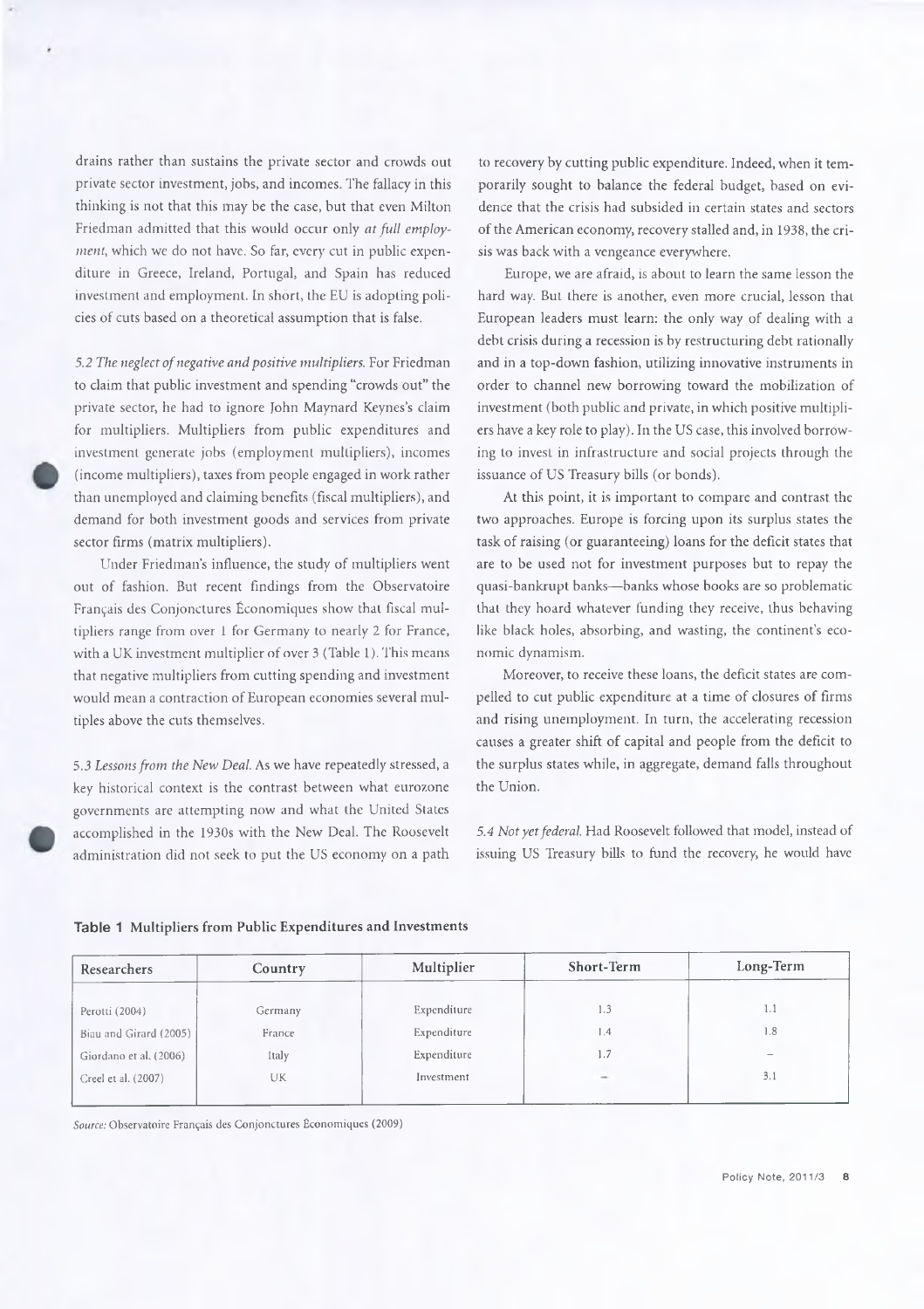drains rather than sustains the private sector and crowds out private sector investment, jobs, and incomes. The fallacy in this thinking is not that this may be the case, but that even Milton Friedman admitted that this would occur only *at full employment*, which we do not have. So far, every cut in public expenditure in Greece, Ireland, Portugal, and Spain has reduced investment and employment. In short, the EU is adopting policies of cuts based on a theoretical assumption that is false.

*5.2 The neglect of negative and positive multipliers.* For Friedman to claim that public investment and spending "crowds out" the private sector, he had to ignore John Maynard Keynes's claim for multipliers. Multipliers from public expenditures and investment generate jobs (employment multipliers), incomes (income multipliers), taxes from people engaged in work rather than unemployed and claiming benefits (fiscal multipliers), and demand for both investment goods and services from private sector firms (matrix multipliers).

Under Friedman's influence, the study of multipliers went out of fashion. But recent findings from the Observatoire Français des Conjonctures Économiques show that fiscal multipliers range from over 1 for Germany to nearly 2 for France, with a UK investment multiplier of over 3 (Table 1). This means that negative multipliers from cutting spending and investment would mean a contraction of European economies several multiples above the cuts themselves.

*5.3 Lessons from the New Deal.* As we have repeatedly stressed, a key historical context is the contrast between what eurozone governments are attempting now and what the United States accomplished in the 1930s with the New Deal. The Roosevelt administration did not seek to put the US economy on a path to recovery by cutting public expenditure. Indeed, when it temporarily sought to balance the federal budget, based on evidence that the crisis had subsided in certain states and sectors of the American economy, recovery stalled and, in 1938, the crisis was back with a vengeance everywhere.

Europe, we are afraid, is about to learn the same lesson the hard way. But there is another, even more crucial, lesson that European leaders must learn: the only way of dealing with a debt crisis during a recession is by restructuring debt rationally and in a top-down fashion, utilizing innovative instruments in order to channel new borrowing toward the mobilization of investment (both public and private, in which positive multipliers have a key role to play). In the US case, this involved borrowing to invest in infrastructure and social projects through the issuance of US Treasury bills (or bonds).

At this point, it is important to compare and contrast the two approaches. Europe is forcing upon its surplus states the task of raising (or guaranteeing) loans for the deficit states that are to be used not for investment purposes but to repay the quasi-bankrupt banks—banks whose books are so problematic that they hoard whatever funding they receive, thus behaving like black holes, absorbing, and wasting, the continent's economic dynamism.

Moreover, to receive these loans, the deficit states are compelled to cut public expenditure at a time of closures of firms and rising unemployment. In turn, the accelerating recession causes a greater shift of capital and people from the deficit to the surplus states while, in aggregate, demand falls throughout the Union.

*5.4 Not yet federal.* Had Roosevelt followed that model, instead of issuing US Treasury bills to fund the recovery, he would have

**Table 1** Multipliers from Public Expenditures and Investments

| Researchers | Country | Multiplier | Short-Term | Long-Term |
|---|---|---|---|---|
| Perotti (2004) | Germany | Expenditure | 1.3 | 1.1 |
| Biau and Girard (2005) | France | Expenditure | 1.4 | 1.8 |
| Giordano et al. (2006) | Italy | Expenditure | 1.7 | – |
| Creel et al. (2007) | UK | Investment | – | 3.1 |

*Source:* Observatoire Français des Conjonctures Économiques (2009)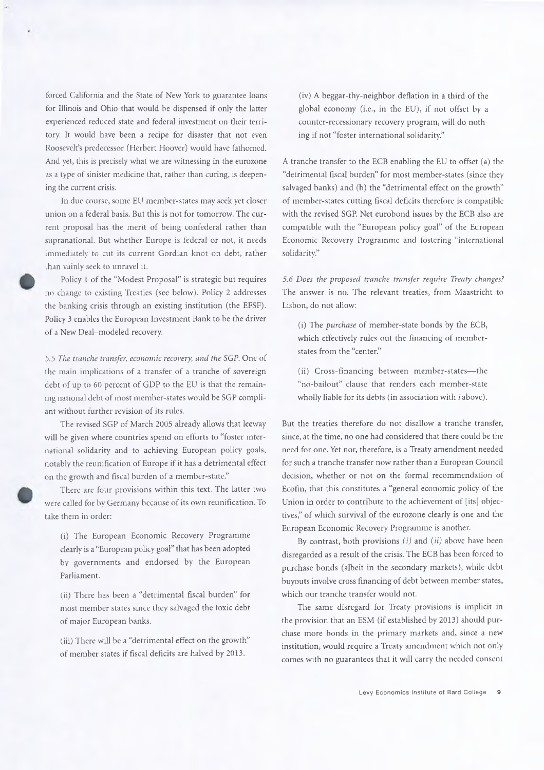forced California and the State of New York to guarantee loans for Illinois and Ohio that would be dispensed if only the latter experienced reduced state and federal investment on their territory. It would have been a recipe for disaster that not even Roosevelt's predecessor (Herbert Hoover) would have fathomed. And yet, this is precisely what we are witnessing in the eurozone as a type of sinister medicine that, rather than curing, is deepening the current crisis.

In due course, some EU member-states may seek yet closer union on a federal basis. But this is not for tomorrow. The current proposal has the merit of being confederal rather than supranational. But whether Europe is federal or not, it needs immediately to cut its current Gordian knot on debt, rather than vainly seek to unravel it.

Policy 1 of the "Modest Proposal" is strategic but requires no change to existing Treaties (see below). Policy 2 addresses the banking crisis through an existing institution (the EFSF). Policy 3 enables the European Investment Bank to be the driver of a New Deal–modeled recovery.

*5.5 The tranche transfer, economic recovery, and the SGP.* One of the main implications of a transfer of a tranche of sovereign debt of up to 60 percent of GDP to the EU is that the remaining national debt of most member-states would be SGP compliant without further revision of its rules.

The revised SGP of March 2005 already allows that leeway will be given where countries spend on efforts to "foster international solidarity and to achieving European policy goals, notably the reunification of Europe if it has a detrimental effect on the growth and fiscal burden of a member-state."

There are four provisions within this text. The latter two were called for by Germany because of its own reunification. To take them in order:

(i) The European Economic Recovery Programme clearly is a "European policy goal" that has been adopted by governments and endorsed by the European Parliament.

(ii) There has been a "detrimental fiscal burden" for most member states since they salvaged the toxic debt of major European banks.

(iii) There will be a "detrimental effect on the growth" of member states if fiscal deficits are halved by 2013.

(iv) A beggar-thy-neighbor deflation in a third of the global economy (i.e., in the EU), if not offset by a counter-recessionary recovery program, will do nothing if not "foster international solidarity."

A tranche transfer to the ECB enabling the EU to offset (a) the "detrimental fiscal burden" for most member-states (since they salvaged banks) and (b) the "detrimental effect on the growth" of member-states cutting fiscal deficits therefore is compatible with the revised SGP. Net eurobond issues by the ECB also are compatible with the "European policy goal" of the European Economic Recovery Programme and fostering "international solidarity."

*5.6 Does the proposed tranche transfer require Treaty changes?* The answer is no. The relevant treaties, from Maastricht to Lisbon, do not allow:

(i) The *purchase* of member-state bonds by the ECB, which effectively rules out the financing of member-states from the "center."

(ii) Cross-financing between member-states—the "no-bailout" clause that renders each member-state wholly liable for its debts (in association with *i* above).

But the treaties therefore do not disallow a tranche transfer, since, at the time, no one had considered that there could be the need for one. Yet nor, therefore, is a Treaty amendment needed for such a tranche transfer now rather than a European Council decision, whether or not on the formal recommendation of Ecofin, that this constitutes a "general economic policy of the Union in order to contribute to the achievement of [its] objectives," of which survival of the eurozone clearly is one and the European Economic Recovery Programme is another.

By contrast, both provisions *(i)* and *(ii)* above have been disregarded as a result of the crisis. The ECB has been forced to purchase bonds (albeit in the secondary markets), while debt buyouts involve cross financing of debt between member states, which our tranche transfer would not.

The same disregard for Treaty provisions is implicit in the provision that an ESM (if established by 2013) should purchase more bonds in the primary markets and, since a new institution, would require a Treaty amendment which not only comes with no guarantees that it will carry the needed consent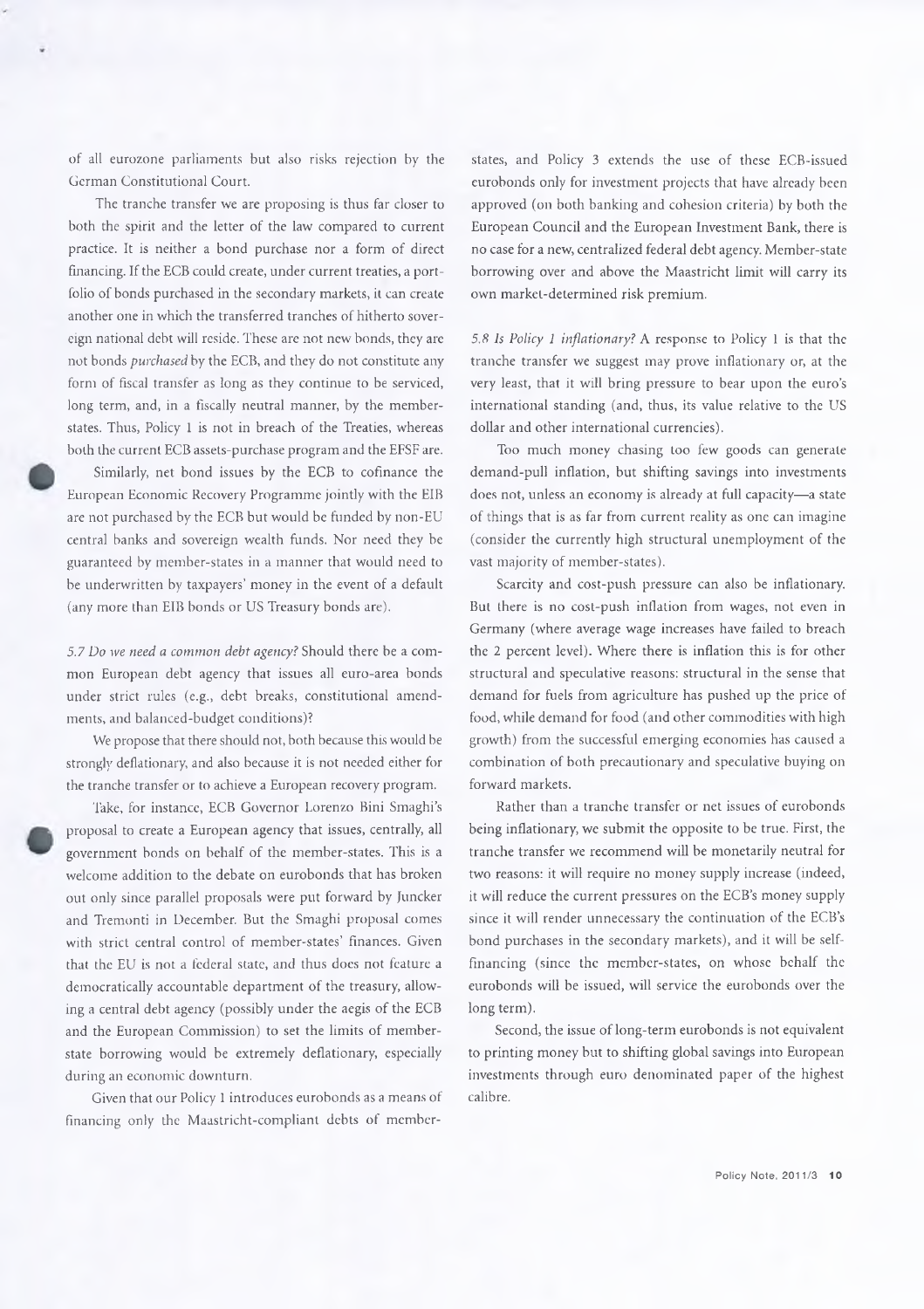of all eurozone parliaments but also risks rejection by the German Constitutional Court.

The tranche transfer we are proposing is thus far closer to both the spirit and the letter of the law compared to current practice. It is neither a bond purchase nor a form of direct financing. If the ECB could create, under current treaties, a portfolio of bonds purchased in the secondary markets, it can create another one in which the transferred tranches of hitherto sovereign national debt will reside. These are not new bonds, they are not bonds *purchased* by the ECB, and they do not constitute any form of fiscal transfer as long as they continue to be serviced, long term, and, in a fiscally neutral manner, by the member-states. Thus, Policy 1 is not in breach of the Treaties, whereas both the current ECB assets-purchase program and the EFSF are.

Similarly, net bond issues by the ECB to cofinance the European Economic Recovery Programme jointly with the EIB are not purchased by the ECB but would be funded by non-EU central banks and sovereign wealth funds. Nor need they be guaranteed by member-states in a manner that would need to be underwritten by taxpayers' money in the event of a default (any more than EIB bonds or US Treasury bonds are).

*5.7 Do we need a common debt agency?* Should there be a common European debt agency that issues all euro-area bonds under strict rules (e.g., debt breaks, constitutional amendments, and balanced-budget conditions)?

We propose that there should not, both because this would be strongly deflationary, and also because it is not needed either for the tranche transfer or to achieve a European recovery program.

Take, for instance, ECB Governor Lorenzo Bini Smaghi's proposal to create a European agency that issues, centrally, all government bonds on behalf of the member-states. This is a welcome addition to the debate on eurobonds that has broken out only since parallel proposals were put forward by Juncker and Tremonti in December. But the Smaghi proposal comes with strict central control of member-states' finances. Given that the EU is not a federal state, and thus does not feature a democratically accountable department of the treasury, allowing a central debt agency (possibly under the aegis of the ECB and the European Commission) to set the limits of member-state borrowing would be extremely deflationary, especially during an economic downturn.

Given that our Policy 1 introduces eurobonds as a means of financing only the Maastricht-compliant debts of member-states, and Policy 3 extends the use of these ECB-issued eurobonds only for investment projects that have already been approved (on both banking and cohesion criteria) by both the European Council and the European Investment Bank, there is no case for a new, centralized federal debt agency. Member-state borrowing over and above the Maastricht limit will carry its own market-determined risk premium.

*5.8 Is Policy 1 inflationary?* A response to Policy 1 is that the tranche transfer we suggest may prove inflationary or, at the very least, that it will bring pressure to bear upon the euro's international standing (and, thus, its value relative to the US dollar and other international currencies).

Too much money chasing too few goods can generate demand-pull inflation, but shifting savings into investments does not, unless an economy is already at full capacity—a state of things that is as far from current reality as one can imagine (consider the currently high structural unemployment of the vast majority of member-states).

Scarcity and cost-push pressure can also be inflationary. But there is no cost-push inflation from wages, not even in Germany (where average wage increases have failed to breach the 2 percent level). Where there is inflation this is for other structural and speculative reasons: structural in the sense that demand for fuels from agriculture has pushed up the price of food, while demand for food (and other commodities with high growth) from the successful emerging economies has caused a combination of both precautionary and speculative buying on forward markets.

Rather than a tranche transfer or net issues of eurobonds being inflationary, we submit the opposite to be true. First, the tranche transfer we recommend will be monetarily neutral for two reasons: it will require no money supply increase (indeed, it will reduce the current pressures on the ECB's money supply since it will render unnecessary the continuation of the ECB's bond purchases in the secondary markets), and it will be self-financing (since the member-states, on whose behalf the eurobonds will be issued, will service the eurobonds over the long term).

Second, the issue of long-term eurobonds is not equivalent to printing money but to shifting global savings into European investments through euro denominated paper of the highest calibre.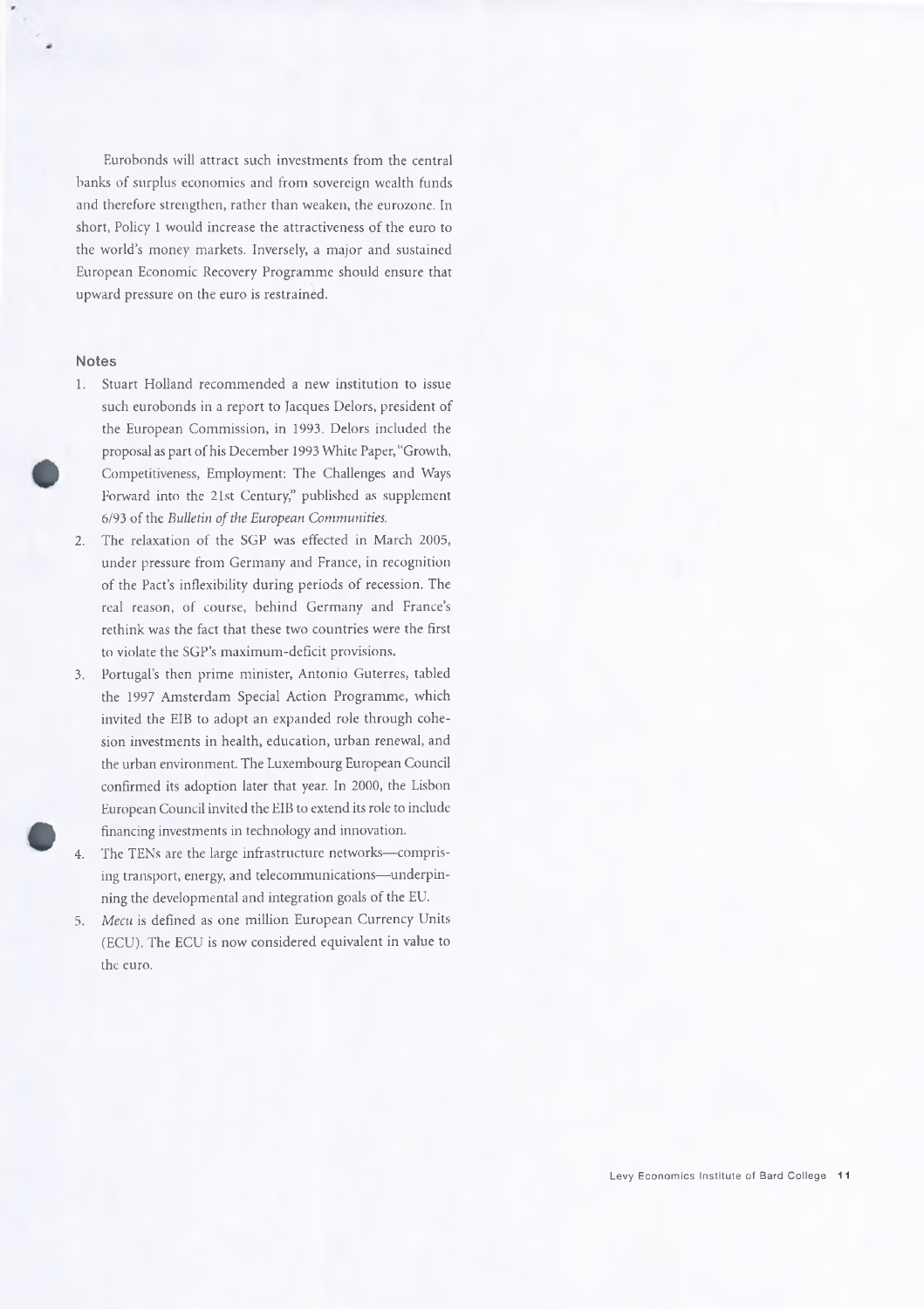Eurobonds will attract such investments from the central banks of surplus economies and from sovereign wealth funds and therefore strengthen, rather than weaken, the eurozone. In short, Policy 1 would increase the attractiveness of the euro to the world's money markets. Inversely, a major and sustained European Economic Recovery Programme should ensure that upward pressure on the euro is restrained.

## Notes

1. Stuart Holland recommended a new institution to issue such eurobonds in a report to Jacques Delors, president of the European Commission, in 1993. Delors included the proposal as part of his December 1993 White Paper, "Growth, Competitiveness, Employment: The Challenges and Ways Forward into the 21st Century," published as supplement 6/93 of the *Bulletin of the European Communities*.
2. The relaxation of the SGP was effected in March 2005, under pressure from Germany and France, in recognition of the Pact's inflexibility during periods of recession. The real reason, of course, behind Germany and France's rethink was the fact that these two countries were the first to violate the SGP's maximum-deficit provisions.
3. Portugal's then prime minister, Antonio Guterres, tabled the 1997 Amsterdam Special Action Programme, which invited the EIB to adopt an expanded role through cohesion investments in health, education, urban renewal, and the urban environment. The Luxembourg European Council confirmed its adoption later that year. In 2000, the Lisbon European Council invited the EIB to extend its role to include financing investments in technology and innovation.
4. The TENs are the large infrastructure networks—comprising transport, energy, and telecommunications—underpinning the developmental and integration goals of the EU.
5. *Mecu* is defined as one million European Currency Units (ECU). The ECU is now considered equivalent in value to the euro.